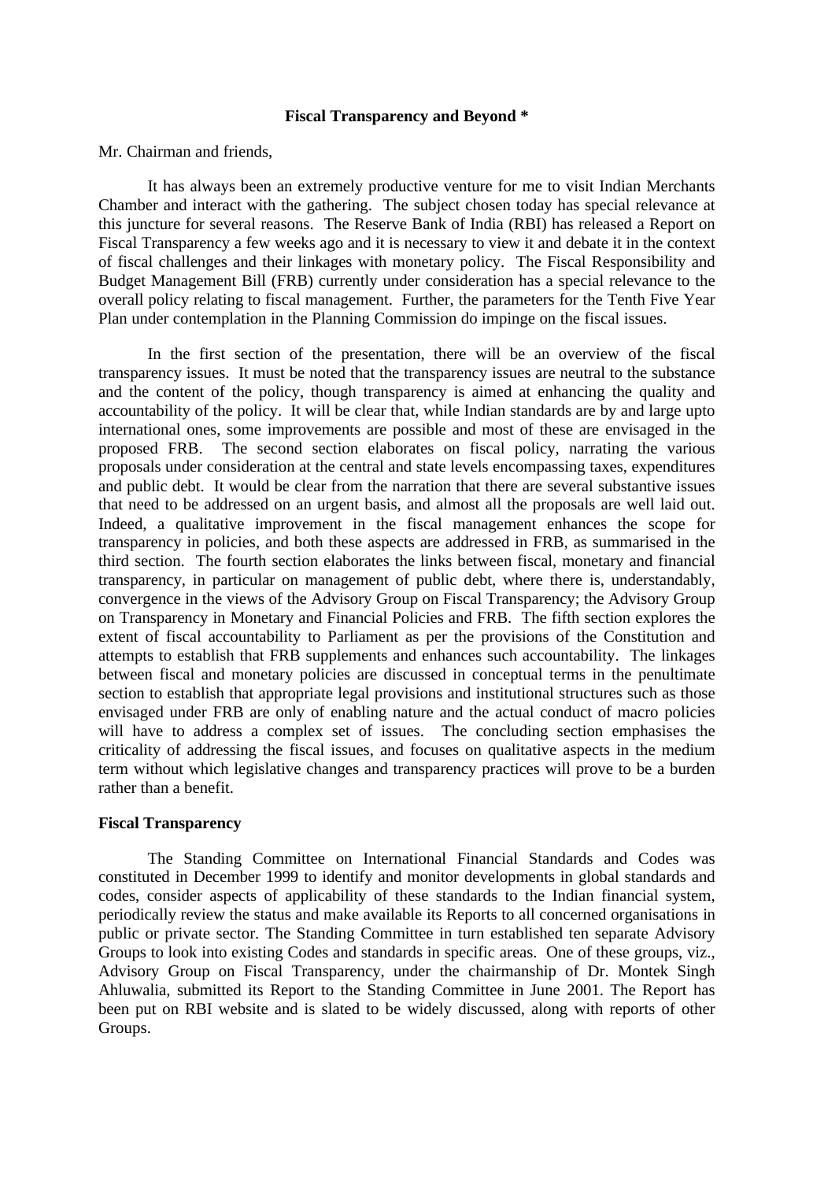# Fiscal Transparency and Beyond *

Mr. Chairman and friends,

It has always been an extremely productive venture for me to visit Indian Merchants Chamber and interact with the gathering. The subject chosen today has special relevance at this juncture for several reasons. The Reserve Bank of India (RBI) has released a Report on Fiscal Transparency a few weeks ago and it is necessary to view it and debate it in the context of fiscal challenges and their linkages with monetary policy. The Fiscal Responsibility and Budget Management Bill (FRB) currently under consideration has a special relevance to the overall policy relating to fiscal management. Further, the parameters for the Tenth Five Year Plan under contemplation in the Planning Commission do impinge on the fiscal issues.

In the first section of the presentation, there will be an overview of the fiscal transparency issues. It must be noted that the transparency issues are neutral to the substance and the content of the policy, though transparency is aimed at enhancing the quality and accountability of the policy. It will be clear that, while Indian standards are by and large upto international ones, some improvements are possible and most of these are envisaged in the proposed FRB. The second section elaborates on fiscal policy, narrating the various proposals under consideration at the central and state levels encompassing taxes, expenditures and public debt. It would be clear from the narration that there are several substantive issues that need to be addressed on an urgent basis, and almost all the proposals are well laid out. Indeed, a qualitative improvement in the fiscal management enhances the scope for transparency in policies, and both these aspects are addressed in FRB, as summarised in the third section. The fourth section elaborates the links between fiscal, monetary and financial transparency, in particular on management of public debt, where there is, understandably, convergence in the views of the Advisory Group on Fiscal Transparency; the Advisory Group on Transparency in Monetary and Financial Policies and FRB. The fifth section explores the extent of fiscal accountability to Parliament as per the provisions of the Constitution and attempts to establish that FRB supplements and enhances such accountability. The linkages between fiscal and monetary policies are discussed in conceptual terms in the penultimate section to establish that appropriate legal provisions and institutional structures such as those envisaged under FRB are only of enabling nature and the actual conduct of macro policies will have to address a complex set of issues. The concluding section emphasises the criticality of addressing the fiscal issues, and focuses on qualitative aspects in the medium term without which legislative changes and transparency practices will prove to be a burden rather than a benefit.

## Fiscal Transparency

The Standing Committee on International Financial Standards and Codes was constituted in December 1999 to identify and monitor developments in global standards and codes, consider aspects of applicability of these standards to the Indian financial system, periodically review the status and make available its Reports to all concerned organisations in public or private sector. The Standing Committee in turn established ten separate Advisory Groups to look into existing Codes and standards in specific areas. One of these groups, viz., Advisory Group on Fiscal Transparency, under the chairmanship of Dr. Montek Singh Ahluwalia, submitted its Report to the Standing Committee in June 2001. The Report has been put on RBI website and is slated to be widely discussed, along with reports of other Groups.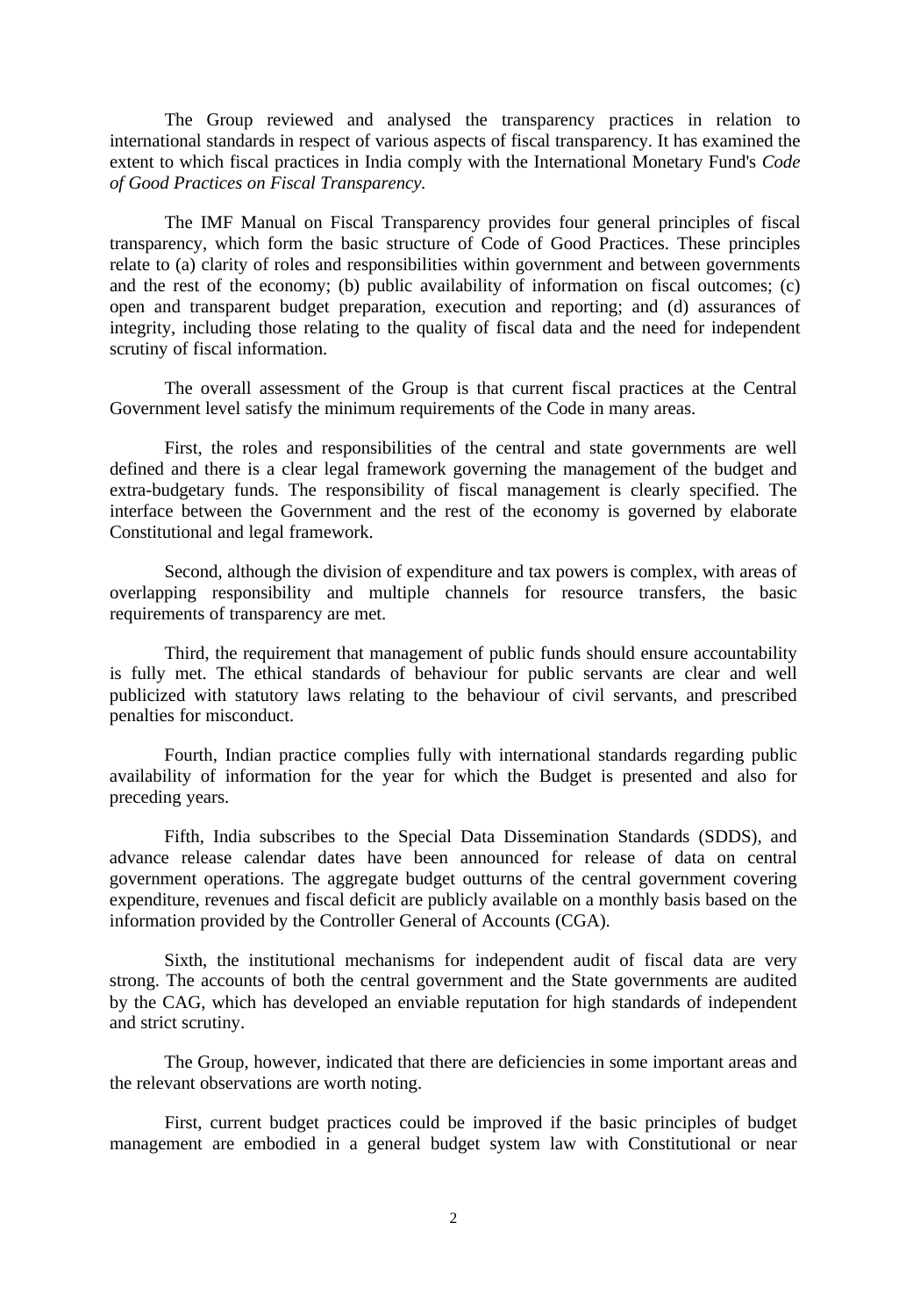The Group reviewed and analysed the transparency practices in relation to international standards in respect of various aspects of fiscal transparency. It has examined the extent to which fiscal practices in India comply with the International Monetary Fund's *Code of Good Practices on Fiscal Transparency.*

The IMF Manual on Fiscal Transparency provides four general principles of fiscal transparency, which form the basic structure of Code of Good Practices. These principles relate to (a) clarity of roles and responsibilities within government and between governments and the rest of the economy; (b) public availability of information on fiscal outcomes; (c) open and transparent budget preparation, execution and reporting; and (d) assurances of integrity, including those relating to the quality of fiscal data and the need for independent scrutiny of fiscal information.

The overall assessment of the Group is that current fiscal practices at the Central Government level satisfy the minimum requirements of the Code in many areas.

First, the roles and responsibilities of the central and state governments are well defined and there is a clear legal framework governing the management of the budget and extra-budgetary funds. The responsibility of fiscal management is clearly specified. The interface between the Government and the rest of the economy is governed by elaborate Constitutional and legal framework.

Second, although the division of expenditure and tax powers is complex, with areas of overlapping responsibility and multiple channels for resource transfers, the basic requirements of transparency are met.

Third, the requirement that management of public funds should ensure accountability is fully met. The ethical standards of behaviour for public servants are clear and well publicized with statutory laws relating to the behaviour of civil servants, and prescribed penalties for misconduct.

Fourth, Indian practice complies fully with international standards regarding public availability of information for the year for which the Budget is presented and also for preceding years.

Fifth, India subscribes to the Special Data Dissemination Standards (SDDS), and advance release calendar dates have been announced for release of data on central government operations. The aggregate budget outturns of the central government covering expenditure, revenues and fiscal deficit are publicly available on a monthly basis based on the information provided by the Controller General of Accounts (CGA).

Sixth, the institutional mechanisms for independent audit of fiscal data are very strong. The accounts of both the central government and the State governments are audited by the CAG, which has developed an enviable reputation for high standards of independent and strict scrutiny.

The Group, however, indicated that there are deficiencies in some important areas and the relevant observations are worth noting.

First, current budget practices could be improved if the basic principles of budget management are embodied in a general budget system law with Constitutional or near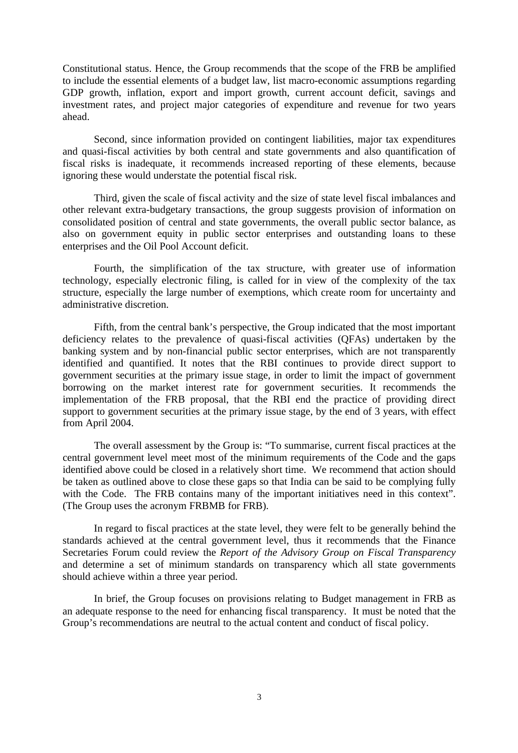Constitutional status. Hence, the Group recommends that the scope of the FRB be amplified to include the essential elements of a budget law, list macro-economic assumptions regarding GDP growth, inflation, export and import growth, current account deficit, savings and investment rates, and project major categories of expenditure and revenue for two years ahead.

Second, since information provided on contingent liabilities, major tax expenditures and quasi-fiscal activities by both central and state governments and also quantification of fiscal risks is inadequate, it recommends increased reporting of these elements, because ignoring these would understate the potential fiscal risk.

Third, given the scale of fiscal activity and the size of state level fiscal imbalances and other relevant extra-budgetary transactions, the group suggests provision of information on consolidated position of central and state governments, the overall public sector balance, as also on government equity in public sector enterprises and outstanding loans to these enterprises and the Oil Pool Account deficit.

Fourth, the simplification of the tax structure, with greater use of information technology, especially electronic filing, is called for in view of the complexity of the tax structure, especially the large number of exemptions, which create room for uncertainty and administrative discretion.

Fifth, from the central bank's perspective, the Group indicated that the most important deficiency relates to the prevalence of quasi-fiscal activities (QFAs) undertaken by the banking system and by non-financial public sector enterprises, which are not transparently identified and quantified. It notes that the RBI continues to provide direct support to government securities at the primary issue stage, in order to limit the impact of government borrowing on the market interest rate for government securities. It recommends the implementation of the FRB proposal, that the RBI end the practice of providing direct support to government securities at the primary issue stage, by the end of 3 years, with effect from April 2004.

The overall assessment by the Group is: "To summarise, current fiscal practices at the central government level meet most of the minimum requirements of the Code and the gaps identified above could be closed in a relatively short time. We recommend that action should be taken as outlined above to close these gaps so that India can be said to be complying fully with the Code. The FRB contains many of the important initiatives need in this context". (The Group uses the acronym FRBMB for FRB).

In regard to fiscal practices at the state level, they were felt to be generally behind the standards achieved at the central government level, thus it recommends that the Finance Secretaries Forum could review the *Report of the Advisory Group on Fiscal Transparency* and determine a set of minimum standards on transparency which all state governments should achieve within a three year period.

In brief, the Group focuses on provisions relating to Budget management in FRB as an adequate response to the need for enhancing fiscal transparency. It must be noted that the Group's recommendations are neutral to the actual content and conduct of fiscal policy.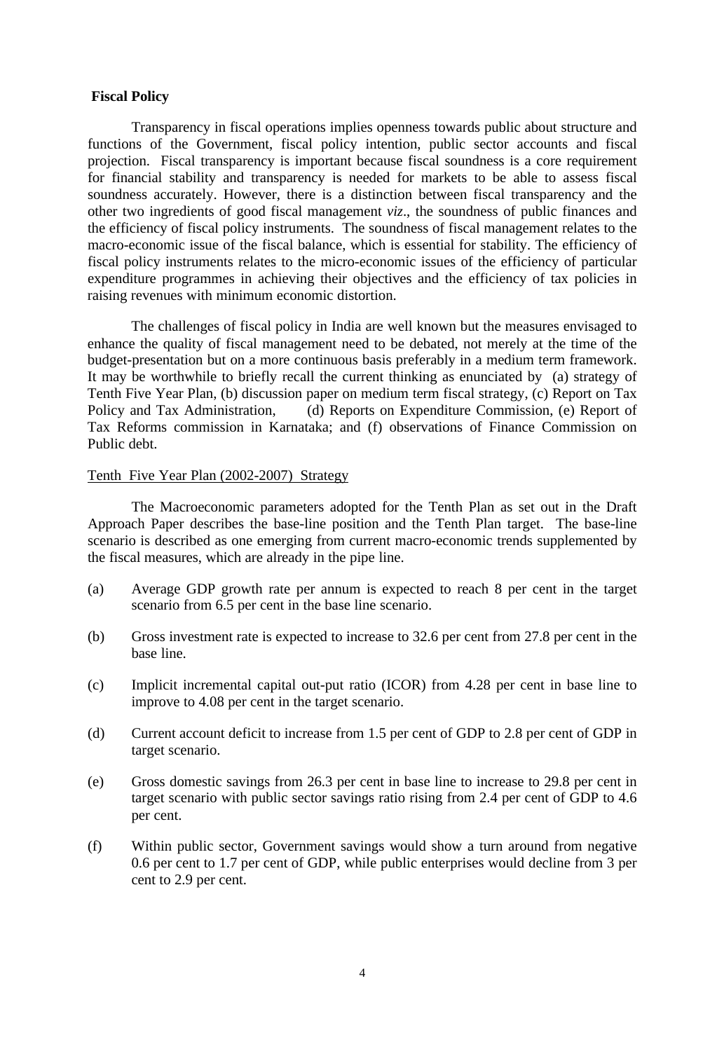**Fiscal Policy**

Transparency in fiscal operations implies openness towards public about structure and functions of the Government, fiscal policy intention, public sector accounts and fiscal projection. Fiscal transparency is important because fiscal soundness is a core requirement for financial stability and transparency is needed for markets to be able to assess fiscal soundness accurately. However, there is a distinction between fiscal transparency and the other two ingredients of good fiscal management *viz*., the soundness of public finances and the efficiency of fiscal policy instruments. The soundness of fiscal management relates to the macro-economic issue of the fiscal balance, which is essential for stability. The efficiency of fiscal policy instruments relates to the micro-economic issues of the efficiency of particular expenditure programmes in achieving their objectives and the efficiency of tax policies in raising revenues with minimum economic distortion.

The challenges of fiscal policy in India are well known but the measures envisaged to enhance the quality of fiscal management need to be debated, not merely at the time of the budget-presentation but on a more continuous basis preferably in a medium term framework. It may be worthwhile to briefly recall the current thinking as enunciated by (a) strategy of Tenth Five Year Plan, (b) discussion paper on medium term fiscal strategy, (c) Report on Tax Policy and Tax Administration, (d) Reports on Expenditure Commission, (e) Report of Tax Reforms commission in Karnataka; and (f) observations of Finance Commission on Public debt.

<u>Tenth Five Year Plan (2002-2007) Strategy</u>

The Macroeconomic parameters adopted for the Tenth Plan as set out in the Draft Approach Paper describes the base-line position and the Tenth Plan target. The base-line scenario is described as one emerging from current macro-economic trends supplemented by the fiscal measures, which are already in the pipe line.

(a) Average GDP growth rate per annum is expected to reach 8 per cent in the target scenario from 6.5 per cent in the base line scenario.

(b) Gross investment rate is expected to increase to 32.6 per cent from 27.8 per cent in the base line.

(c) Implicit incremental capital out-put ratio (ICOR) from 4.28 per cent in base line to improve to 4.08 per cent in the target scenario.

(d) Current account deficit to increase from 1.5 per cent of GDP to 2.8 per cent of GDP in target scenario.

(e) Gross domestic savings from 26.3 per cent in base line to increase to 29.8 per cent in target scenario with public sector savings ratio rising from 2.4 per cent of GDP to 4.6 per cent.

(f) Within public sector, Government savings would show a turn around from negative 0.6 per cent to 1.7 per cent of GDP, while public enterprises would decline from 3 per cent to 2.9 per cent.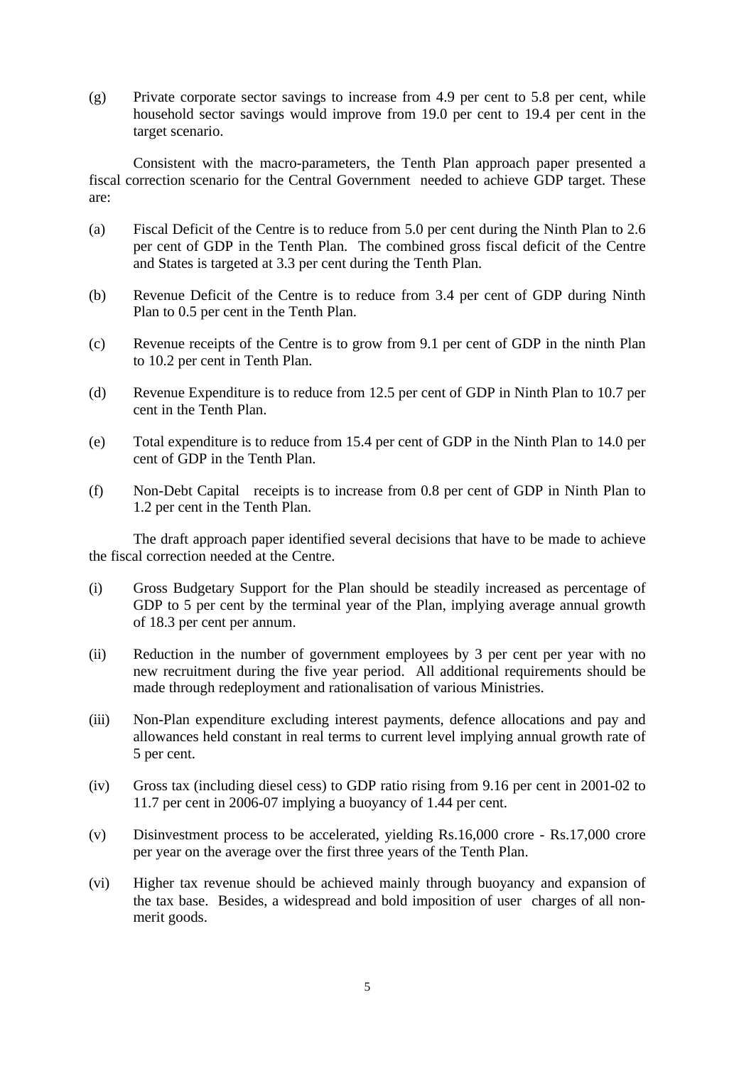(g) Private corporate sector savings to increase from 4.9 per cent to 5.8 per cent, while household sector savings would improve from 19.0 per cent to 19.4 per cent in the target scenario.

Consistent with the macro-parameters, the Tenth Plan approach paper presented a fiscal correction scenario for the Central Government needed to achieve GDP target. These are:

(a) Fiscal Deficit of the Centre is to reduce from 5.0 per cent during the Ninth Plan to 2.6 per cent of GDP in the Tenth Plan. The combined gross fiscal deficit of the Centre and States is targeted at 3.3 per cent during the Tenth Plan.

(b) Revenue Deficit of the Centre is to reduce from 3.4 per cent of GDP during Ninth Plan to 0.5 per cent in the Tenth Plan.

(c) Revenue receipts of the Centre is to grow from 9.1 per cent of GDP in the ninth Plan to 10.2 per cent in Tenth Plan.

(d) Revenue Expenditure is to reduce from 12.5 per cent of GDP in Ninth Plan to 10.7 per cent in the Tenth Plan.

(e) Total expenditure is to reduce from 15.4 per cent of GDP in the Ninth Plan to 14.0 per cent of GDP in the Tenth Plan.

(f) Non-Debt Capital receipts is to increase from 0.8 per cent of GDP in Ninth Plan to 1.2 per cent in the Tenth Plan.

The draft approach paper identified several decisions that have to be made to achieve the fiscal correction needed at the Centre.

(i) Gross Budgetary Support for the Plan should be steadily increased as percentage of GDP to 5 per cent by the terminal year of the Plan, implying average annual growth of 18.3 per cent per annum.

(ii) Reduction in the number of government employees by 3 per cent per year with no new recruitment during the five year period. All additional requirements should be made through redeployment and rationalisation of various Ministries.

(iii) Non-Plan expenditure excluding interest payments, defence allocations and pay and allowances held constant in real terms to current level implying annual growth rate of 5 per cent.

(iv) Gross tax (including diesel cess) to GDP ratio rising from 9.16 per cent in 2001-02 to 11.7 per cent in 2006-07 implying a buoyancy of 1.44 per cent.

(v) Disinvestment process to be accelerated, yielding Rs.16,000 crore - Rs.17,000 crore per year on the average over the first three years of the Tenth Plan.

(vi) Higher tax revenue should be achieved mainly through buoyancy and expansion of the tax base. Besides, a widespread and bold imposition of user charges of all non-merit goods.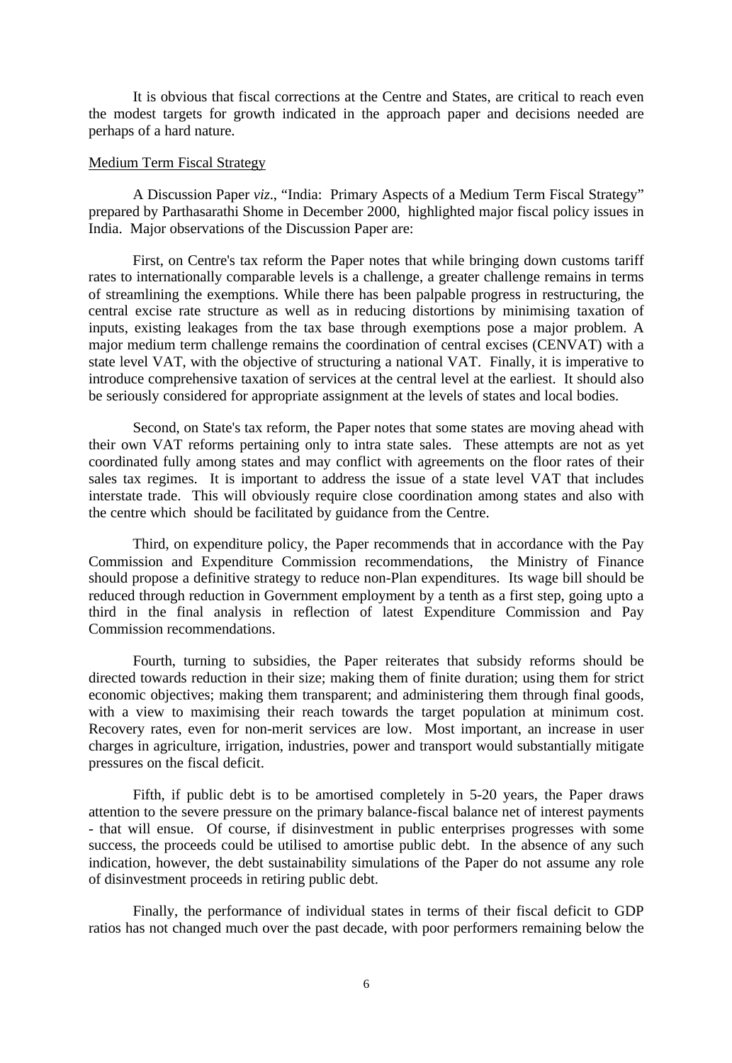It is obvious that fiscal corrections at the Centre and States, are critical to reach even the modest targets for growth indicated in the approach paper and decisions needed are perhaps of a hard nature.

Medium Term Fiscal Strategy

A Discussion Paper *viz*., "India: Primary Aspects of a Medium Term Fiscal Strategy" prepared by Parthasarathi Shome in December 2000, highlighted major fiscal policy issues in India. Major observations of the Discussion Paper are:

First, on Centre's tax reform the Paper notes that while bringing down customs tariff rates to internationally comparable levels is a challenge, a greater challenge remains in terms of streamlining the exemptions. While there has been palpable progress in restructuring, the central excise rate structure as well as in reducing distortions by minimising taxation of inputs, existing leakages from the tax base through exemptions pose a major problem. A major medium term challenge remains the coordination of central excises (CENVAT) with a state level VAT, with the objective of structuring a national VAT. Finally, it is imperative to introduce comprehensive taxation of services at the central level at the earliest. It should also be seriously considered for appropriate assignment at the levels of states and local bodies.

Second, on State's tax reform, the Paper notes that some states are moving ahead with their own VAT reforms pertaining only to intra state sales. These attempts are not as yet coordinated fully among states and may conflict with agreements on the floor rates of their sales tax regimes. It is important to address the issue of a state level VAT that includes interstate trade. This will obviously require close coordination among states and also with the centre which should be facilitated by guidance from the Centre.

Third, on expenditure policy, the Paper recommends that in accordance with the Pay Commission and Expenditure Commission recommendations, the Ministry of Finance should propose a definitive strategy to reduce non-Plan expenditures. Its wage bill should be reduced through reduction in Government employment by a tenth as a first step, going upto a third in the final analysis in reflection of latest Expenditure Commission and Pay Commission recommendations.

Fourth, turning to subsidies, the Paper reiterates that subsidy reforms should be directed towards reduction in their size; making them of finite duration; using them for strict economic objectives; making them transparent; and administering them through final goods, with a view to maximising their reach towards the target population at minimum cost. Recovery rates, even for non-merit services are low. Most important, an increase in user charges in agriculture, irrigation, industries, power and transport would substantially mitigate pressures on the fiscal deficit.

Fifth, if public debt is to be amortised completely in 5-20 years, the Paper draws attention to the severe pressure on the primary balance-fiscal balance net of interest payments - that will ensue. Of course, if disinvestment in public enterprises progresses with some success, the proceeds could be utilised to amortise public debt. In the absence of any such indication, however, the debt sustainability simulations of the Paper do not assume any role of disinvestment proceeds in retiring public debt.

Finally, the performance of individual states in terms of their fiscal deficit to GDP ratios has not changed much over the past decade, with poor performers remaining below the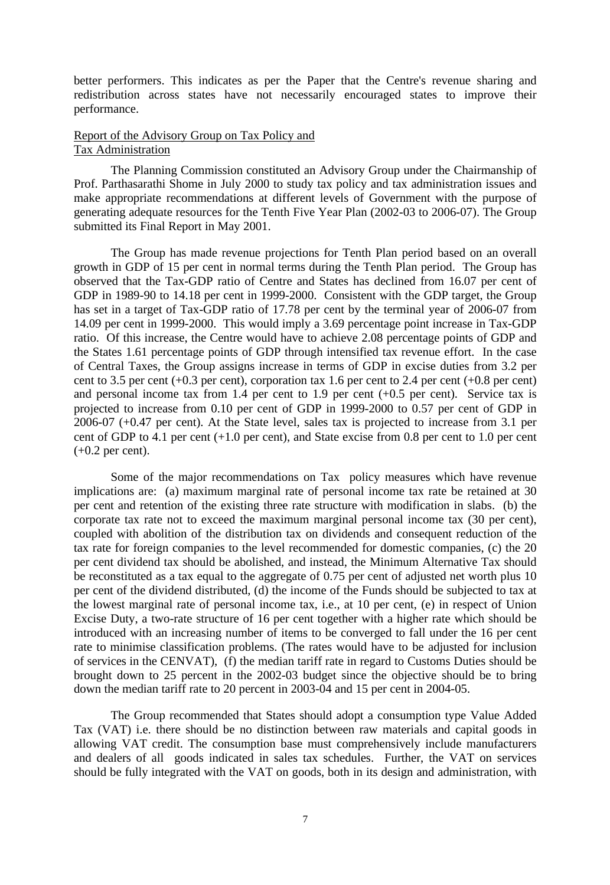better performers. This indicates as per the Paper that the Centre's revenue sharing and redistribution across states have not necessarily encouraged states to improve their performance.

## Report of the Advisory Group on Tax Policy and Tax Administration

The Planning Commission constituted an Advisory Group under the Chairmanship of Prof. Parthasarathi Shome in July 2000 to study tax policy and tax administration issues and make appropriate recommendations at different levels of Government with the purpose of generating adequate resources for the Tenth Five Year Plan (2002-03 to 2006-07). The Group submitted its Final Report in May 2001.

The Group has made revenue projections for Tenth Plan period based on an overall growth in GDP of 15 per cent in normal terms during the Tenth Plan period. The Group has observed that the Tax-GDP ratio of Centre and States has declined from 16.07 per cent of GDP in 1989-90 to 14.18 per cent in 1999-2000. Consistent with the GDP target, the Group has set in a target of Tax-GDP ratio of 17.78 per cent by the terminal year of 2006-07 from 14.09 per cent in 1999-2000. This would imply a 3.69 percentage point increase in Tax-GDP ratio. Of this increase, the Centre would have to achieve 2.08 percentage points of GDP and the States 1.61 percentage points of GDP through intensified tax revenue effort. In the case of Central Taxes, the Group assigns increase in terms of GDP in excise duties from 3.2 per cent to 3.5 per cent (+0.3 per cent), corporation tax 1.6 per cent to 2.4 per cent (+0.8 per cent) and personal income tax from 1.4 per cent to 1.9 per cent (+0.5 per cent). Service tax is projected to increase from 0.10 per cent of GDP in 1999-2000 to 0.57 per cent of GDP in 2006-07 (+0.47 per cent). At the State level, sales tax is projected to increase from 3.1 per cent of GDP to 4.1 per cent (+1.0 per cent), and State excise from 0.8 per cent to 1.0 per cent (+0.2 per cent).

Some of the major recommendations on Tax policy measures which have revenue implications are: (a) maximum marginal rate of personal income tax rate be retained at 30 per cent and retention of the existing three rate structure with modification in slabs. (b) the corporate tax rate not to exceed the maximum marginal personal income tax (30 per cent), coupled with abolition of the distribution tax on dividends and consequent reduction of the tax rate for foreign companies to the level recommended for domestic companies, (c) the 20 per cent dividend tax should be abolished, and instead, the Minimum Alternative Tax should be reconstituted as a tax equal to the aggregate of 0.75 per cent of adjusted net worth plus 10 per cent of the dividend distributed, (d) the income of the Funds should be subjected to tax at the lowest marginal rate of personal income tax, i.e., at 10 per cent, (e) in respect of Union Excise Duty, a two-rate structure of 16 per cent together with a higher rate which should be introduced with an increasing number of items to be converged to fall under the 16 per cent rate to minimise classification problems. (The rates would have to be adjusted for inclusion of services in the CENVAT), (f) the median tariff rate in regard to Customs Duties should be brought down to 25 percent in the 2002-03 budget since the objective should be to bring down the median tariff rate to 20 percent in 2003-04 and 15 per cent in 2004-05.

The Group recommended that States should adopt a consumption type Value Added Tax (VAT) i.e. there should be no distinction between raw materials and capital goods in allowing VAT credit. The consumption base must comprehensively include manufacturers and dealers of all goods indicated in sales tax schedules. Further, the VAT on services should be fully integrated with the VAT on goods, both in its design and administration, with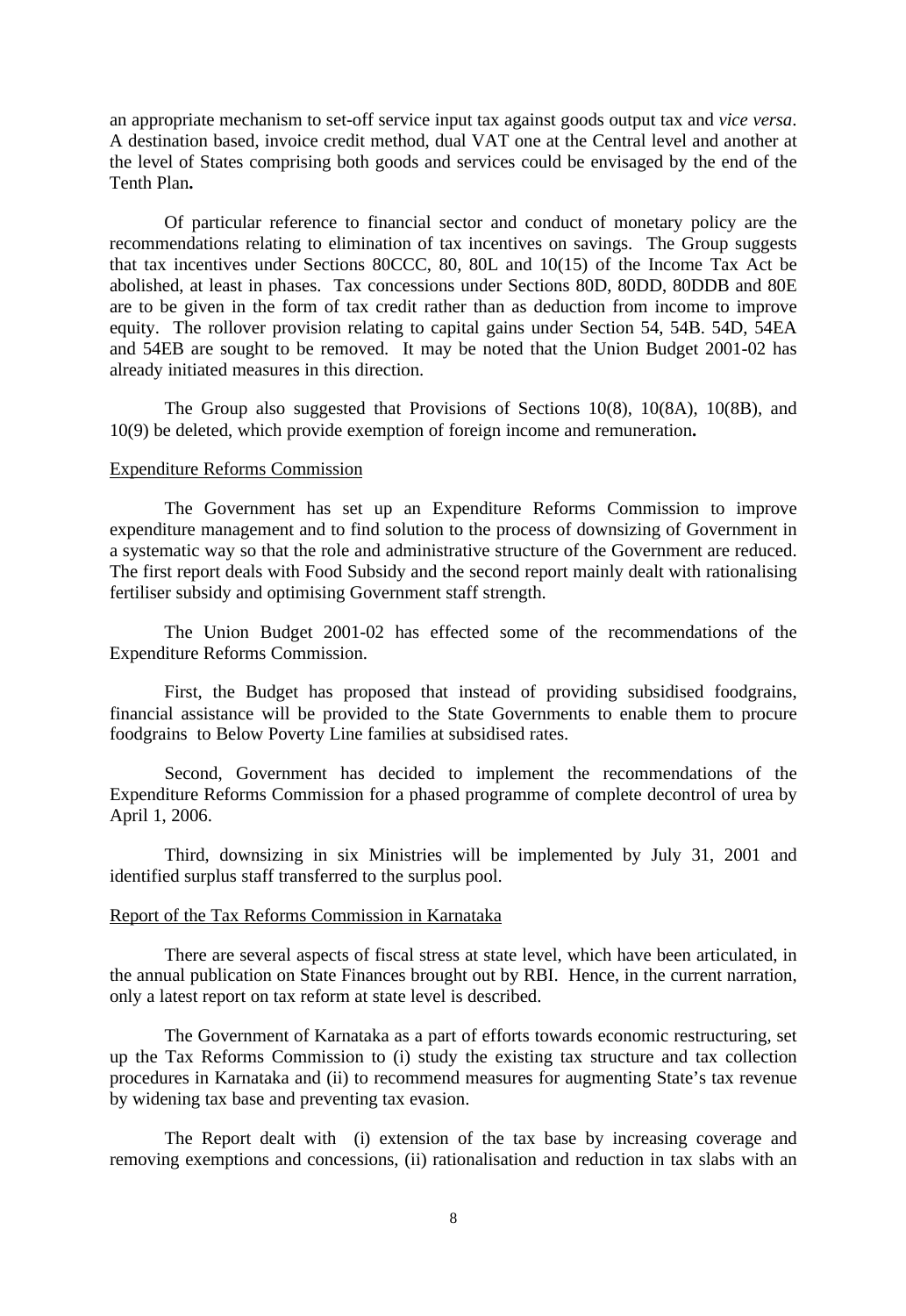an appropriate mechanism to set-off service input tax against goods output tax and *vice versa*. A destination based, invoice credit method, dual VAT one at the Central level and another at the level of States comprising both goods and services could be envisaged by the end of the Tenth Plan**.**

Of particular reference to financial sector and conduct of monetary policy are the recommendations relating to elimination of tax incentives on savings. The Group suggests that tax incentives under Sections 80CCC, 80, 80L and 10(15) of the Income Tax Act be abolished, at least in phases. Tax concessions under Sections 80D, 80DD, 80DDB and 80E are to be given in the form of tax credit rather than as deduction from income to improve equity. The rollover provision relating to capital gains under Section 54, 54B. 54D, 54EA and 54EB are sought to be removed. It may be noted that the Union Budget 2001-02 has already initiated measures in this direction.

The Group also suggested that Provisions of Sections 10(8), 10(8A), 10(8B), and 10(9) be deleted, which provide exemption of foreign income and remuneration**.**

Expenditure Reforms Commission

The Government has set up an Expenditure Reforms Commission to improve expenditure management and to find solution to the process of downsizing of Government in a systematic way so that the role and administrative structure of the Government are reduced. The first report deals with Food Subsidy and the second report mainly dealt with rationalising fertiliser subsidy and optimising Government staff strength.

The Union Budget 2001-02 has effected some of the recommendations of the Expenditure Reforms Commission.

First, the Budget has proposed that instead of providing subsidised foodgrains, financial assistance will be provided to the State Governments to enable them to procure foodgrains to Below Poverty Line families at subsidised rates.

Second, Government has decided to implement the recommendations of the Expenditure Reforms Commission for a phased programme of complete decontrol of urea by April 1, 2006.

Third, downsizing in six Ministries will be implemented by July 31, 2001 and identified surplus staff transferred to the surplus pool.

Report of the Tax Reforms Commission in Karnataka

There are several aspects of fiscal stress at state level, which have been articulated, in the annual publication on State Finances brought out by RBI. Hence, in the current narration, only a latest report on tax reform at state level is described.

The Government of Karnataka as a part of efforts towards economic restructuring, set up the Tax Reforms Commission to (i) study the existing tax structure and tax collection procedures in Karnataka and (ii) to recommend measures for augmenting State's tax revenue by widening tax base and preventing tax evasion.

The Report dealt with (i) extension of the tax base by increasing coverage and removing exemptions and concessions, (ii) rationalisation and reduction in tax slabs with an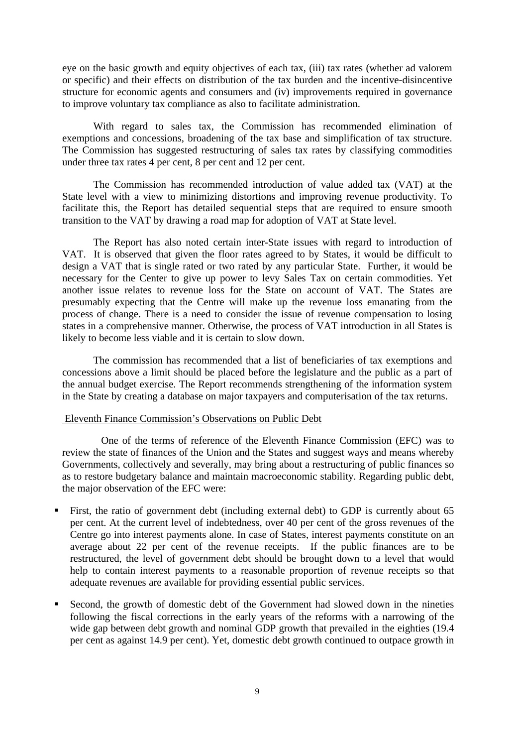eye on the basic growth and equity objectives of each tax, (iii) tax rates (whether ad valorem or specific) and their effects on distribution of the tax burden and the incentive-disincentive structure for economic agents and consumers and (iv) improvements required in governance to improve voluntary tax compliance as also to facilitate administration.

With regard to sales tax, the Commission has recommended elimination of exemptions and concessions, broadening of the tax base and simplification of tax structure. The Commission has suggested restructuring of sales tax rates by classifying commodities under three tax rates 4 per cent, 8 per cent and 12 per cent.

The Commission has recommended introduction of value added tax (VAT) at the State level with a view to minimizing distortions and improving revenue productivity. To facilitate this, the Report has detailed sequential steps that are required to ensure smooth transition to the VAT by drawing a road map for adoption of VAT at State level.

The Report has also noted certain inter-State issues with regard to introduction of VAT. It is observed that given the floor rates agreed to by States, it would be difficult to design a VAT that is single rated or two rated by any particular State. Further, it would be necessary for the Center to give up power to levy Sales Tax on certain commodities. Yet another issue relates to revenue loss for the State on account of VAT. The States are presumably expecting that the Centre will make up the revenue loss emanating from the process of change. There is a need to consider the issue of revenue compensation to losing states in a comprehensive manner. Otherwise, the process of VAT introduction in all States is likely to become less viable and it is certain to slow down.

The commission has recommended that a list of beneficiaries of tax exemptions and concessions above a limit should be placed before the legislature and the public as a part of the annual budget exercise. The Report recommends strengthening of the information system in the State by creating a database on major taxpayers and computerisation of the tax returns.

Eleventh Finance Commission's Observations on Public Debt

One of the terms of reference of the Eleventh Finance Commission (EFC) was to review the state of finances of the Union and the States and suggest ways and means whereby Governments, collectively and severally, may bring about a restructuring of public finances so as to restore budgetary balance and maintain macroeconomic stability. Regarding public debt, the major observation of the EFC were:

- First, the ratio of government debt (including external debt) to GDP is currently about 65 per cent. At the current level of indebtedness, over 40 per cent of the gross revenues of the Centre go into interest payments alone. In case of States, interest payments constitute on an average about 22 per cent of the revenue receipts. If the public finances are to be restructured, the level of government debt should be brought down to a level that would help to contain interest payments to a reasonable proportion of revenue receipts so that adequate revenues are available for providing essential public services.

- Second, the growth of domestic debt of the Government had slowed down in the nineties following the fiscal corrections in the early years of the reforms with a narrowing of the wide gap between debt growth and nominal GDP growth that prevailed in the eighties (19.4 per cent as against 14.9 per cent). Yet, domestic debt growth continued to outpace growth in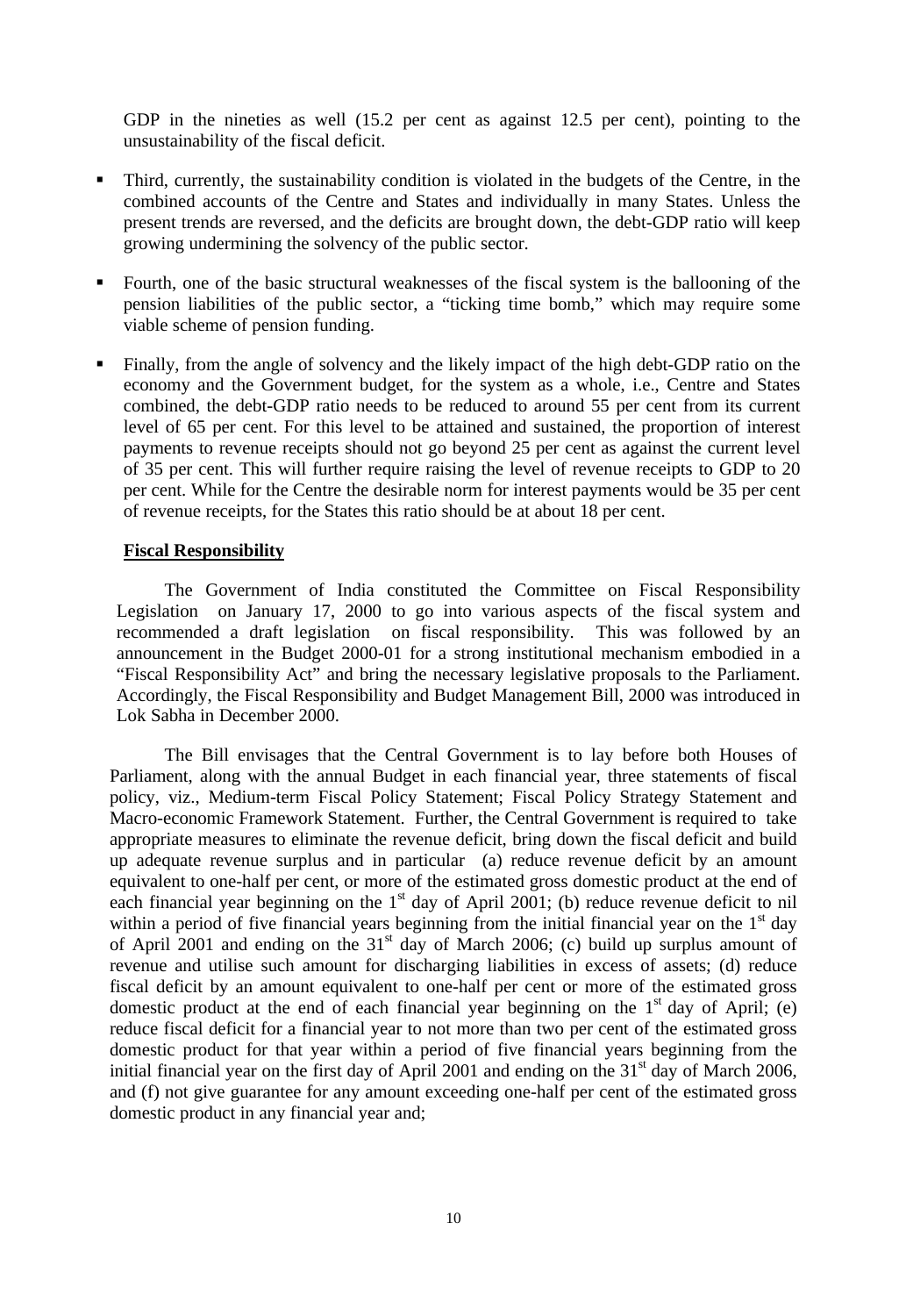GDP in the nineties as well (15.2 per cent as against 12.5 per cent), pointing to the unsustainability of the fiscal deficit.

- Third, currently, the sustainability condition is violated in the budgets of the Centre, in the combined accounts of the Centre and States and individually in many States. Unless the present trends are reversed, and the deficits are brought down, the debt-GDP ratio will keep growing undermining the solvency of the public sector.

- Fourth, one of the basic structural weaknesses of the fiscal system is the ballooning of the pension liabilities of the public sector, a "ticking time bomb," which may require some viable scheme of pension funding.

- Finally, from the angle of solvency and the likely impact of the high debt-GDP ratio on the economy and the Government budget, for the system as a whole, i.e., Centre and States combined, the debt-GDP ratio needs to be reduced to around 55 per cent from its current level of 65 per cent. For this level to be attained and sustained, the proportion of interest payments to revenue receipts should not go beyond 25 per cent as against the current level of 35 per cent. This will further require raising the level of revenue receipts to GDP to 20 per cent. While for the Centre the desirable norm for interest payments would be 35 per cent of revenue receipts, for the States this ratio should be at about 18 per cent.

**Fiscal Responsibility**

The Government of India constituted the Committee on Fiscal Responsibility Legislation on January 17, 2000 to go into various aspects of the fiscal system and recommended a draft legislation on fiscal responsibility. This was followed by an announcement in the Budget 2000-01 for a strong institutional mechanism embodied in a "Fiscal Responsibility Act" and bring the necessary legislative proposals to the Parliament. Accordingly, the Fiscal Responsibility and Budget Management Bill, 2000 was introduced in Lok Sabha in December 2000.

The Bill envisages that the Central Government is to lay before both Houses of Parliament, along with the annual Budget in each financial year, three statements of fiscal policy, viz., Medium-term Fiscal Policy Statement; Fiscal Policy Strategy Statement and Macro-economic Framework Statement. Further, the Central Government is required to take appropriate measures to eliminate the revenue deficit, bring down the fiscal deficit and build up adequate revenue surplus and in particular (a) reduce revenue deficit by an amount equivalent to one-half per cent, or more of the estimated gross domestic product at the end of each financial year beginning on the 1st day of April 2001; (b) reduce revenue deficit to nil within a period of five financial years beginning from the initial financial year on the 1st day of April 2001 and ending on the 31st day of March 2006; (c) build up surplus amount of revenue and utilise such amount for discharging liabilities in excess of assets; (d) reduce fiscal deficit by an amount equivalent to one-half per cent or more of the estimated gross domestic product at the end of each financial year beginning on the 1st day of April; (e) reduce fiscal deficit for a financial year to not more than two per cent of the estimated gross domestic product for that year within a period of five financial years beginning from the initial financial year on the first day of April 2001 and ending on the 31st day of March 2006, and (f) not give guarantee for any amount exceeding one-half per cent of the estimated gross domestic product in any financial year and;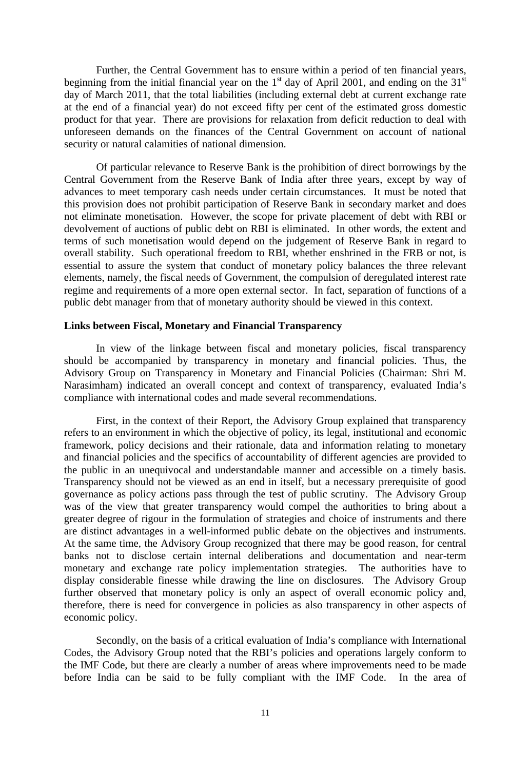Further, the Central Government has to ensure within a period of ten financial years, beginning from the initial financial year on the 1st day of April 2001, and ending on the 31st day of March 2011, that the total liabilities (including external debt at current exchange rate at the end of a financial year) do not exceed fifty per cent of the estimated gross domestic product for that year. There are provisions for relaxation from deficit reduction to deal with unforeseen demands on the finances of the Central Government on account of national security or natural calamities of national dimension.

Of particular relevance to Reserve Bank is the prohibition of direct borrowings by the Central Government from the Reserve Bank of India after three years, except by way of advances to meet temporary cash needs under certain circumstances. It must be noted that this provision does not prohibit participation of Reserve Bank in secondary market and does not eliminate monetisation. However, the scope for private placement of debt with RBI or devolvement of auctions of public debt on RBI is eliminated. In other words, the extent and terms of such monetisation would depend on the judgement of Reserve Bank in regard to overall stability. Such operational freedom to RBI, whether enshrined in the FRB or not, is essential to assure the system that conduct of monetary policy balances the three relevant elements, namely, the fiscal needs of Government, the compulsion of deregulated interest rate regime and requirements of a more open external sector. In fact, separation of functions of a public debt manager from that of monetary authority should be viewed in this context.

**Links between Fiscal, Monetary and Financial Transparency**

In view of the linkage between fiscal and monetary policies, fiscal transparency should be accompanied by transparency in monetary and financial policies. Thus, the Advisory Group on Transparency in Monetary and Financial Policies (Chairman: Shri M. Narasimham) indicated an overall concept and context of transparency, evaluated India's compliance with international codes and made several recommendations.

First, in the context of their Report, the Advisory Group explained that transparency refers to an environment in which the objective of policy, its legal, institutional and economic framework, policy decisions and their rationale, data and information relating to monetary and financial policies and the specifics of accountability of different agencies are provided to the public in an unequivocal and understandable manner and accessible on a timely basis. Transparency should not be viewed as an end in itself, but a necessary prerequisite of good governance as policy actions pass through the test of public scrutiny. The Advisory Group was of the view that greater transparency would compel the authorities to bring about a greater degree of rigour in the formulation of strategies and choice of instruments and there are distinct advantages in a well-informed public debate on the objectives and instruments. At the same time, the Advisory Group recognized that there may be good reason, for central banks not to disclose certain internal deliberations and documentation and near-term monetary and exchange rate policy implementation strategies. The authorities have to display considerable finesse while drawing the line on disclosures. The Advisory Group further observed that monetary policy is only an aspect of overall economic policy and, therefore, there is need for convergence in policies as also transparency in other aspects of economic policy.

Secondly, on the basis of a critical evaluation of India's compliance with International Codes, the Advisory Group noted that the RBI's policies and operations largely conform to the IMF Code, but there are clearly a number of areas where improvements need to be made before India can be said to be fully compliant with the IMF Code. In the area of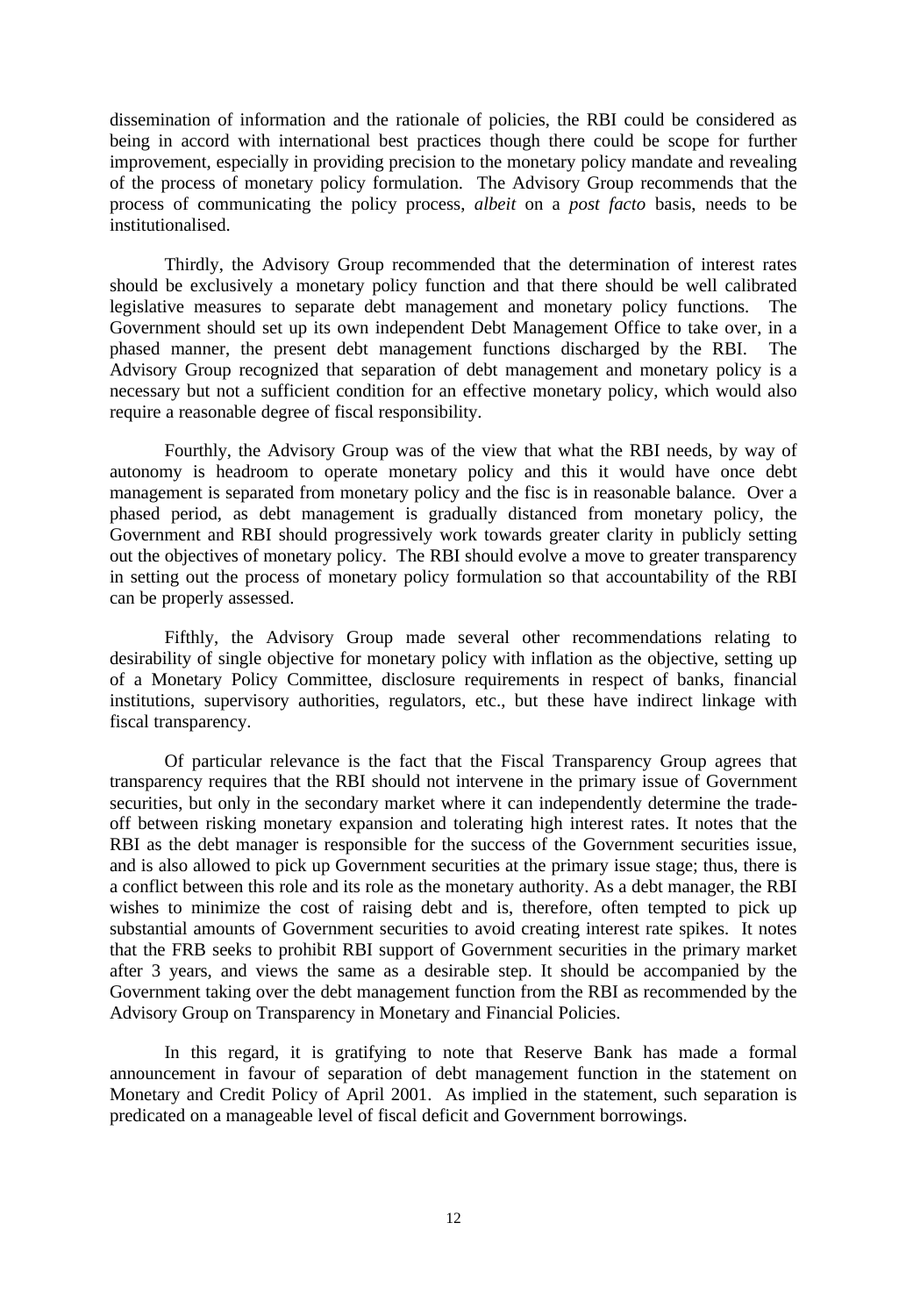dissemination of information and the rationale of policies, the RBI could be considered as being in accord with international best practices though there could be scope for further improvement, especially in providing precision to the monetary policy mandate and revealing of the process of monetary policy formulation. The Advisory Group recommends that the process of communicating the policy process, *albeit* on a *post facto* basis, needs to be institutionalised.

Thirdly, the Advisory Group recommended that the determination of interest rates should be exclusively a monetary policy function and that there should be well calibrated legislative measures to separate debt management and monetary policy functions. The Government should set up its own independent Debt Management Office to take over, in a phased manner, the present debt management functions discharged by the RBI. The Advisory Group recognized that separation of debt management and monetary policy is a necessary but not a sufficient condition for an effective monetary policy, which would also require a reasonable degree of fiscal responsibility.

Fourthly, the Advisory Group was of the view that what the RBI needs, by way of autonomy is headroom to operate monetary policy and this it would have once debt management is separated from monetary policy and the fisc is in reasonable balance. Over a phased period, as debt management is gradually distanced from monetary policy, the Government and RBI should progressively work towards greater clarity in publicly setting out the objectives of monetary policy. The RBI should evolve a move to greater transparency in setting out the process of monetary policy formulation so that accountability of the RBI can be properly assessed.

Fifthly, the Advisory Group made several other recommendations relating to desirability of single objective for monetary policy with inflation as the objective, setting up of a Monetary Policy Committee, disclosure requirements in respect of banks, financial institutions, supervisory authorities, regulators, etc., but these have indirect linkage with fiscal transparency.

Of particular relevance is the fact that the Fiscal Transparency Group agrees that transparency requires that the RBI should not intervene in the primary issue of Government securities, but only in the secondary market where it can independently determine the trade-off between risking monetary expansion and tolerating high interest rates. It notes that the RBI as the debt manager is responsible for the success of the Government securities issue, and is also allowed to pick up Government securities at the primary issue stage; thus, there is a conflict between this role and its role as the monetary authority. As a debt manager, the RBI wishes to minimize the cost of raising debt and is, therefore, often tempted to pick up substantial amounts of Government securities to avoid creating interest rate spikes. It notes that the FRB seeks to prohibit RBI support of Government securities in the primary market after 3 years, and views the same as a desirable step. It should be accompanied by the Government taking over the debt management function from the RBI as recommended by the Advisory Group on Transparency in Monetary and Financial Policies.

In this regard, it is gratifying to note that Reserve Bank has made a formal announcement in favour of separation of debt management function in the statement on Monetary and Credit Policy of April 2001. As implied in the statement, such separation is predicated on a manageable level of fiscal deficit and Government borrowings.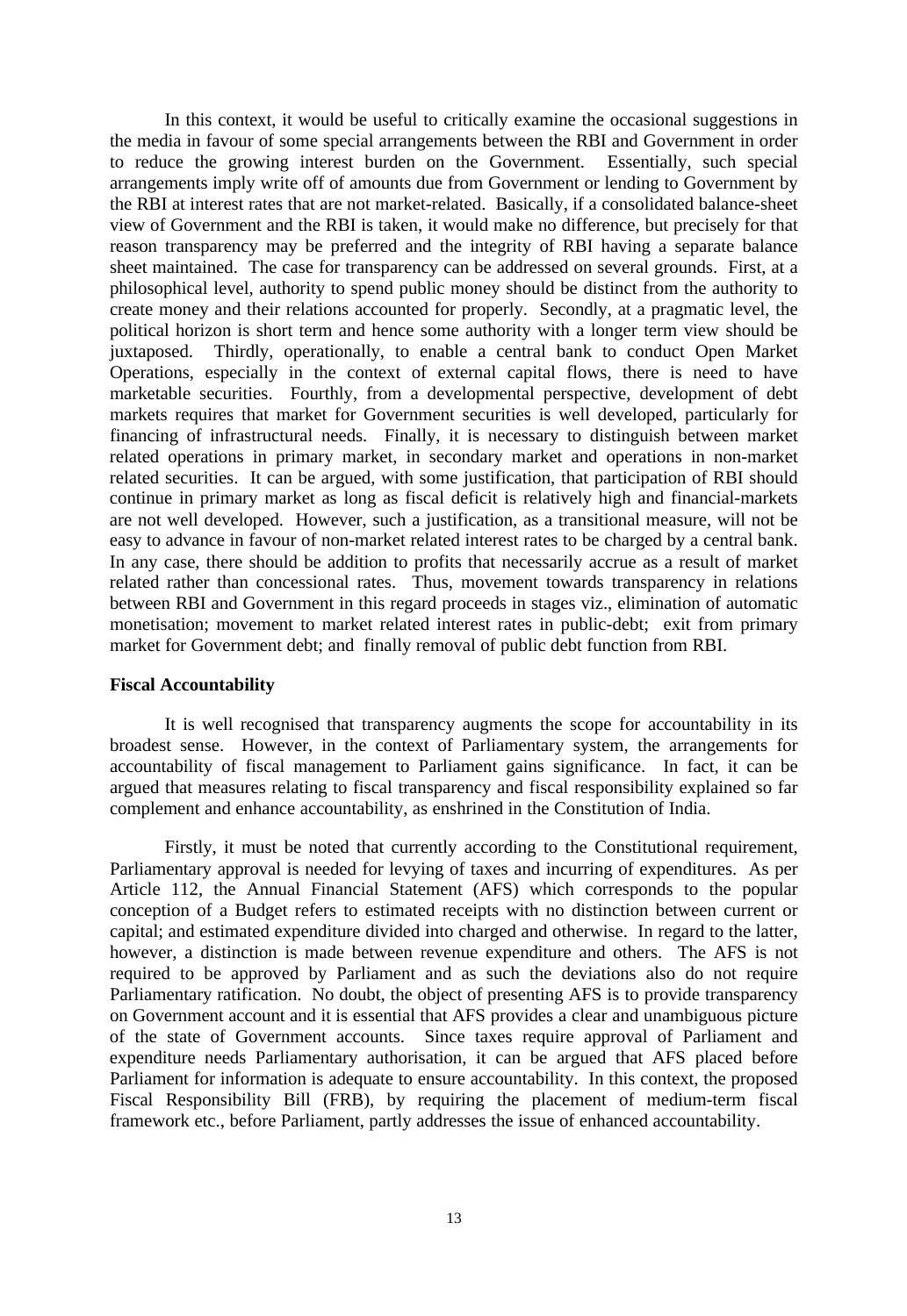In this context, it would be useful to critically examine the occasional suggestions in the media in favour of some special arrangements between the RBI and Government in order to reduce the growing interest burden on the Government. Essentially, such special arrangements imply write off of amounts due from Government or lending to Government by the RBI at interest rates that are not market-related. Basically, if a consolidated balance-sheet view of Government and the RBI is taken, it would make no difference, but precisely for that reason transparency may be preferred and the integrity of RBI having a separate balance sheet maintained. The case for transparency can be addressed on several grounds. First, at a philosophical level, authority to spend public money should be distinct from the authority to create money and their relations accounted for properly. Secondly, at a pragmatic level, the political horizon is short term and hence some authority with a longer term view should be juxtaposed. Thirdly, operationally, to enable a central bank to conduct Open Market Operations, especially in the context of external capital flows, there is need to have marketable securities. Fourthly, from a developmental perspective, development of debt markets requires that market for Government securities is well developed, particularly for financing of infrastructural needs. Finally, it is necessary to distinguish between market related operations in primary market, in secondary market and operations in non-market related securities. It can be argued, with some justification, that participation of RBI should continue in primary market as long as fiscal deficit is relatively high and financial-markets are not well developed. However, such a justification, as a transitional measure, will not be easy to advance in favour of non-market related interest rates to be charged by a central bank. In any case, there should be addition to profits that necessarily accrue as a result of market related rather than concessional rates. Thus, movement towards transparency in relations between RBI and Government in this regard proceeds in stages viz., elimination of automatic monetisation; movement to market related interest rates in public-debt; exit from primary market for Government debt; and finally removal of public debt function from RBI.

**Fiscal Accountability**

It is well recognised that transparency augments the scope for accountability in its broadest sense. However, in the context of Parliamentary system, the arrangements for accountability of fiscal management to Parliament gains significance. In fact, it can be argued that measures relating to fiscal transparency and fiscal responsibility explained so far complement and enhance accountability, as enshrined in the Constitution of India.

Firstly, it must be noted that currently according to the Constitutional requirement, Parliamentary approval is needed for levying of taxes and incurring of expenditures. As per Article 112, the Annual Financial Statement (AFS) which corresponds to the popular conception of a Budget refers to estimated receipts with no distinction between current or capital; and estimated expenditure divided into charged and otherwise. In regard to the latter, however, a distinction is made between revenue expenditure and others. The AFS is not required to be approved by Parliament and as such the deviations also do not require Parliamentary ratification. No doubt, the object of presenting AFS is to provide transparency on Government account and it is essential that AFS provides a clear and unambiguous picture of the state of Government accounts. Since taxes require approval of Parliament and expenditure needs Parliamentary authorisation, it can be argued that AFS placed before Parliament for information is adequate to ensure accountability. In this context, the proposed Fiscal Responsibility Bill (FRB), by requiring the placement of medium-term fiscal framework etc., before Parliament, partly addresses the issue of enhanced accountability.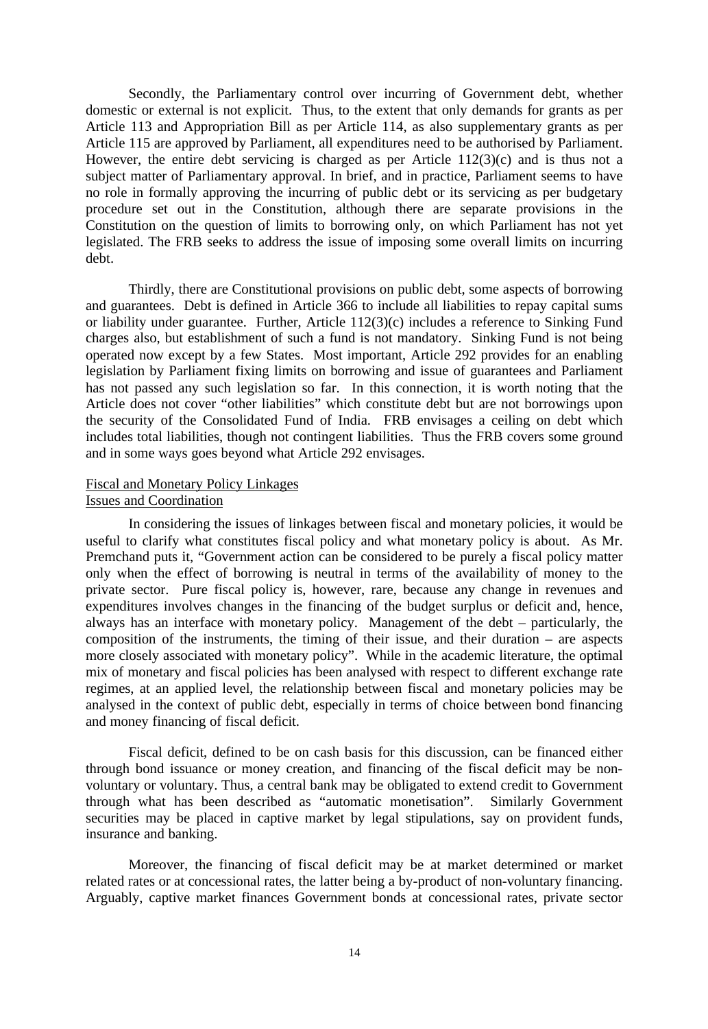Secondly, the Parliamentary control over incurring of Government debt, whether domestic or external is not explicit. Thus, to the extent that only demands for grants as per Article 113 and Appropriation Bill as per Article 114, as also supplementary grants as per Article 115 are approved by Parliament, all expenditures need to be authorised by Parliament. However, the entire debt servicing is charged as per Article 112(3)(c) and is thus not a subject matter of Parliamentary approval. In brief, and in practice, Parliament seems to have no role in formally approving the incurring of public debt or its servicing as per budgetary procedure set out in the Constitution, although there are separate provisions in the Constitution on the question of limits to borrowing only, on which Parliament has not yet legislated. The FRB seeks to address the issue of imposing some overall limits on incurring debt.

Thirdly, there are Constitutional provisions on public debt, some aspects of borrowing and guarantees. Debt is defined in Article 366 to include all liabilities to repay capital sums or liability under guarantee. Further, Article 112(3)(c) includes a reference to Sinking Fund charges also, but establishment of such a fund is not mandatory. Sinking Fund is not being operated now except by a few States. Most important, Article 292 provides for an enabling legislation by Parliament fixing limits on borrowing and issue of guarantees and Parliament has not passed any such legislation so far. In this connection, it is worth noting that the Article does not cover "other liabilities" which constitute debt but are not borrowings upon the security of the Consolidated Fund of India. FRB envisages a ceiling on debt which includes total liabilities, though not contingent liabilities. Thus the FRB covers some ground and in some ways goes beyond what Article 292 envisages.

## Fiscal and Monetary Policy Linkages

### Issues and Coordination

In considering the issues of linkages between fiscal and monetary policies, it would be useful to clarify what constitutes fiscal policy and what monetary policy is about. As Mr. Premchand puts it, "Government action can be considered to be purely a fiscal policy matter only when the effect of borrowing is neutral in terms of the availability of money to the private sector. Pure fiscal policy is, however, rare, because any change in revenues and expenditures involves changes in the financing of the budget surplus or deficit and, hence, always has an interface with monetary policy. Management of the debt – particularly, the composition of the instruments, the timing of their issue, and their duration – are aspects more closely associated with monetary policy". While in the academic literature, the optimal mix of monetary and fiscal policies has been analysed with respect to different exchange rate regimes, at an applied level, the relationship between fiscal and monetary policies may be analysed in the context of public debt, especially in terms of choice between bond financing and money financing of fiscal deficit.

Fiscal deficit, defined to be on cash basis for this discussion, can be financed either through bond issuance or money creation, and financing of the fiscal deficit may be non-voluntary or voluntary. Thus, a central bank may be obligated to extend credit to Government through what has been described as "automatic monetisation". Similarly Government securities may be placed in captive market by legal stipulations, say on provident funds, insurance and banking.

Moreover, the financing of fiscal deficit may be at market determined or market related rates or at concessional rates, the latter being a by-product of non-voluntary financing. Arguably, captive market finances Government bonds at concessional rates, private sector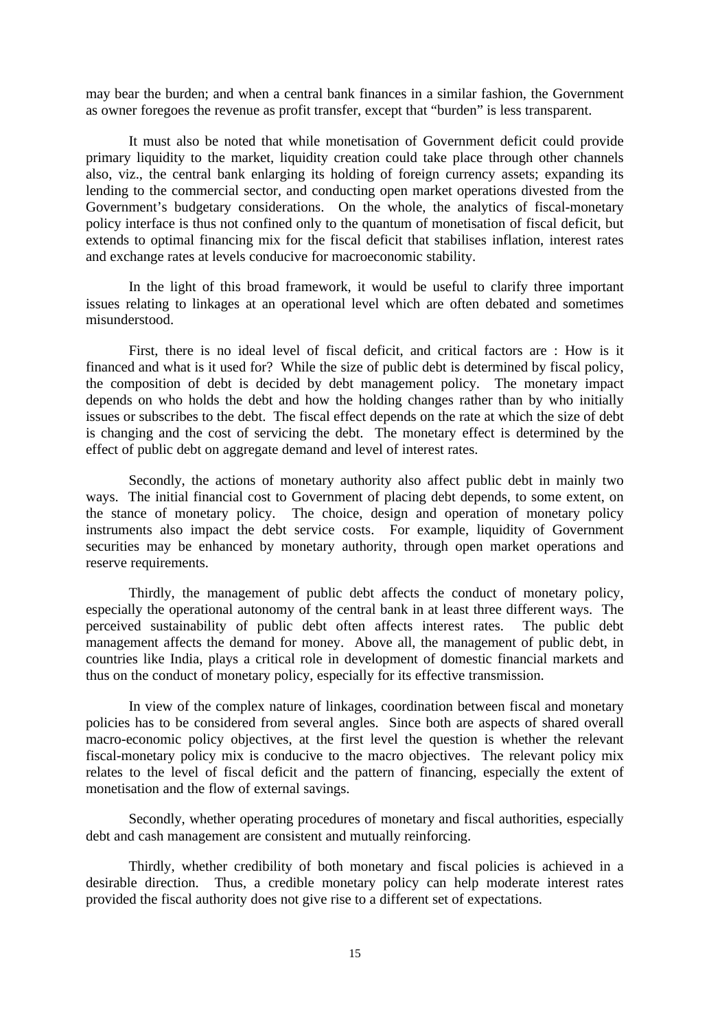may bear the burden; and when a central bank finances in a similar fashion, the Government as owner foregoes the revenue as profit transfer, except that "burden" is less transparent.

It must also be noted that while monetisation of Government deficit could provide primary liquidity to the market, liquidity creation could take place through other channels also, viz., the central bank enlarging its holding of foreign currency assets; expanding its lending to the commercial sector, and conducting open market operations divested from the Government's budgetary considerations. On the whole, the analytics of fiscal-monetary policy interface is thus not confined only to the quantum of monetisation of fiscal deficit, but extends to optimal financing mix for the fiscal deficit that stabilises inflation, interest rates and exchange rates at levels conducive for macroeconomic stability.

In the light of this broad framework, it would be useful to clarify three important issues relating to linkages at an operational level which are often debated and sometimes misunderstood.

First, there is no ideal level of fiscal deficit, and critical factors are : How is it financed and what is it used for? While the size of public debt is determined by fiscal policy, the composition of debt is decided by debt management policy. The monetary impact depends on who holds the debt and how the holding changes rather than by who initially issues or subscribes to the debt. The fiscal effect depends on the rate at which the size of debt is changing and the cost of servicing the debt. The monetary effect is determined by the effect of public debt on aggregate demand and level of interest rates.

Secondly, the actions of monetary authority also affect public debt in mainly two ways. The initial financial cost to Government of placing debt depends, to some extent, on the stance of monetary policy. The choice, design and operation of monetary policy instruments also impact the debt service costs. For example, liquidity of Government securities may be enhanced by monetary authority, through open market operations and reserve requirements.

Thirdly, the management of public debt affects the conduct of monetary policy, especially the operational autonomy of the central bank in at least three different ways. The perceived sustainability of public debt often affects interest rates. The public debt management affects the demand for money. Above all, the management of public debt, in countries like India, plays a critical role in development of domestic financial markets and thus on the conduct of monetary policy, especially for its effective transmission.

In view of the complex nature of linkages, coordination between fiscal and monetary policies has to be considered from several angles. Since both are aspects of shared overall macro-economic policy objectives, at the first level the question is whether the relevant fiscal-monetary policy mix is conducive to the macro objectives. The relevant policy mix relates to the level of fiscal deficit and the pattern of financing, especially the extent of monetisation and the flow of external savings.

Secondly, whether operating procedures of monetary and fiscal authorities, especially debt and cash management are consistent and mutually reinforcing.

Thirdly, whether credibility of both monetary and fiscal policies is achieved in a desirable direction. Thus, a credible monetary policy can help moderate interest rates provided the fiscal authority does not give rise to a different set of expectations.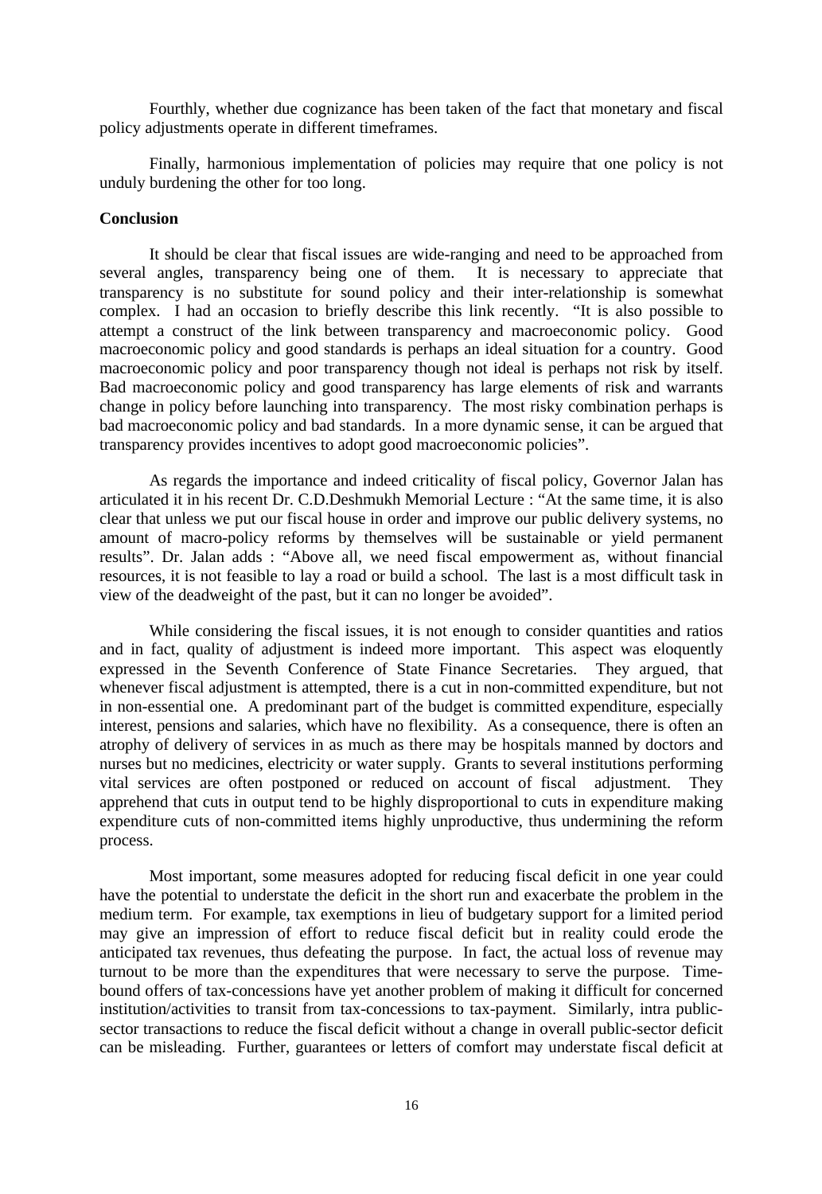Fourthly, whether due cognizance has been taken of the fact that monetary and fiscal policy adjustments operate in different timeframes.

Finally, harmonious implementation of policies may require that one policy is not unduly burdening the other for too long.

**Conclusion**

It should be clear that fiscal issues are wide-ranging and need to be approached from several angles, transparency being one of them. It is necessary to appreciate that transparency is no substitute for sound policy and their inter-relationship is somewhat complex. I had an occasion to briefly describe this link recently. "It is also possible to attempt a construct of the link between transparency and macroeconomic policy. Good macroeconomic policy and good standards is perhaps an ideal situation for a country. Good macroeconomic policy and poor transparency though not ideal is perhaps not risk by itself. Bad macroeconomic policy and good transparency has large elements of risk and warrants change in policy before launching into transparency. The most risky combination perhaps is bad macroeconomic policy and bad standards. In a more dynamic sense, it can be argued that transparency provides incentives to adopt good macroeconomic policies".

As regards the importance and indeed criticality of fiscal policy, Governor Jalan has articulated it in his recent Dr. C.D.Deshmukh Memorial Lecture : "At the same time, it is also clear that unless we put our fiscal house in order and improve our public delivery systems, no amount of macro-policy reforms by themselves will be sustainable or yield permanent results". Dr. Jalan adds : "Above all, we need fiscal empowerment as, without financial resources, it is not feasible to lay a road or build a school. The last is a most difficult task in view of the deadweight of the past, but it can no longer be avoided".

While considering the fiscal issues, it is not enough to consider quantities and ratios and in fact, quality of adjustment is indeed more important. This aspect was eloquently expressed in the Seventh Conference of State Finance Secretaries. They argued, that whenever fiscal adjustment is attempted, there is a cut in non-committed expenditure, but not in non-essential one. A predominant part of the budget is committed expenditure, especially interest, pensions and salaries, which have no flexibility. As a consequence, there is often an atrophy of delivery of services in as much as there may be hospitals manned by doctors and nurses but no medicines, electricity or water supply. Grants to several institutions performing vital services are often postponed or reduced on account of fiscal adjustment. They apprehend that cuts in output tend to be highly disproportional to cuts in expenditure making expenditure cuts of non-committed items highly unproductive, thus undermining the reform process.

Most important, some measures adopted for reducing fiscal deficit in one year could have the potential to understate the deficit in the short run and exacerbate the problem in the medium term. For example, tax exemptions in lieu of budgetary support for a limited period may give an impression of effort to reduce fiscal deficit but in reality could erode the anticipated tax revenues, thus defeating the purpose. In fact, the actual loss of revenue may turnout to be more than the expenditures that were necessary to serve the purpose. Time-bound offers of tax-concessions have yet another problem of making it difficult for concerned institution/activities to transit from tax-concessions to tax-payment. Similarly, intra public-sector transactions to reduce the fiscal deficit without a change in overall public-sector deficit can be misleading. Further, guarantees or letters of comfort may understate fiscal deficit at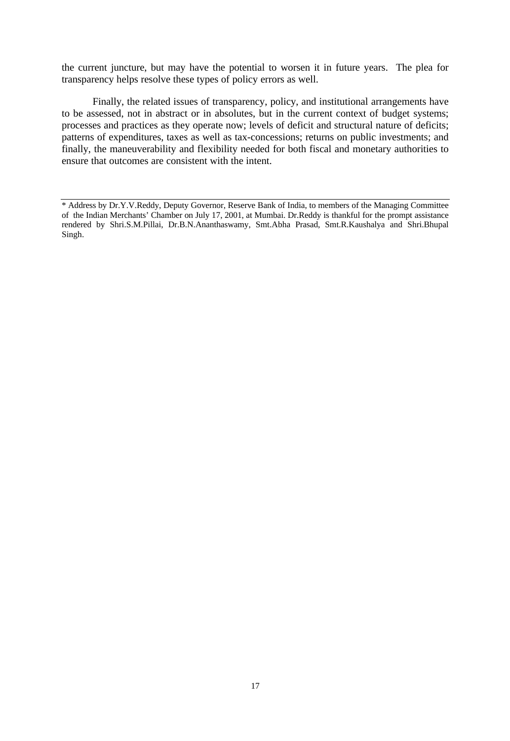the current juncture, but may have the potential to worsen it in future years. The plea for transparency helps resolve these types of policy errors as well.

Finally, the related issues of transparency, policy, and institutional arrangements have to be assessed, not in abstract or in absolutes, but in the current context of budget systems; processes and practices as they operate now; levels of deficit and structural nature of deficits; patterns of expenditures, taxes as well as tax-concessions; returns on public investments; and finally, the maneuverability and flexibility needed for both fiscal and monetary authorities to ensure that outcomes are consistent with the intent.

---

* Address by Dr.Y.V.Reddy, Deputy Governor, Reserve Bank of India, to members of the Managing Committee of the Indian Merchants' Chamber on July 17, 2001, at Mumbai. Dr.Reddy is thankful for the prompt assistance rendered by Shri.S.M.Pillai, Dr.B.N.Ananthaswamy, Smt.Abha Prasad, Smt.R.Kaushalya and Shri.Bhupal Singh.